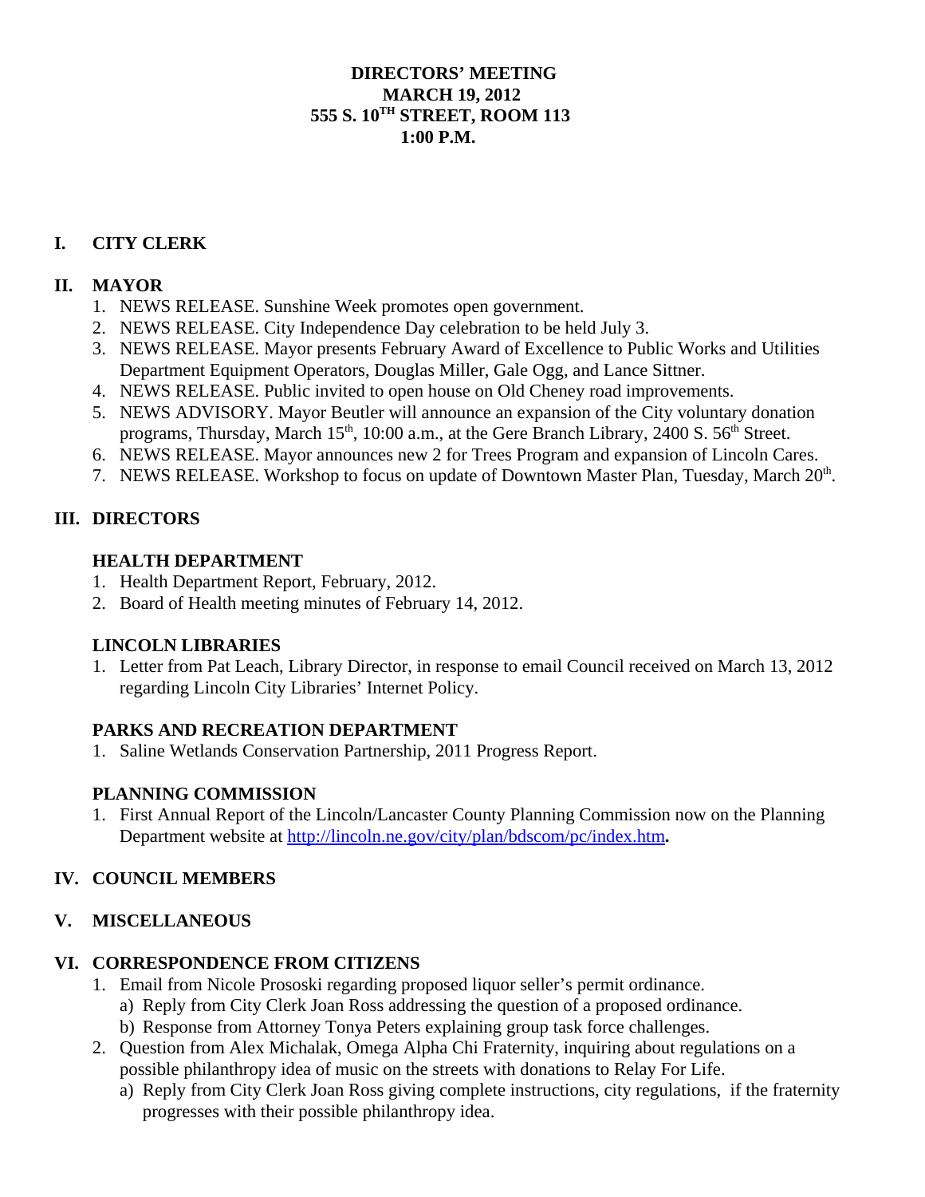# DIRECTORS' MEETING
# MARCH 19, 2012
# 555 S. 10TH STREET, ROOM 113
# 1:00 P.M.

## I. CITY CLERK

## II. MAYOR

1. NEWS RELEASE. Sunshine Week promotes open government.
2. NEWS RELEASE. City Independence Day celebration to be held July 3.
3. NEWS RELEASE. Mayor presents February Award of Excellence to Public Works and Utilities Department Equipment Operators, Douglas Miller, Gale Ogg, and Lance Sittner.
4. NEWS RELEASE. Public invited to open house on Old Cheney road improvements.
5. NEWS ADVISORY. Mayor Beutler will announce an expansion of the City voluntary donation programs, Thursday, March 15th, 10:00 a.m., at the Gere Branch Library, 2400 S. 56th Street.
6. NEWS RELEASE. Mayor announces new 2 for Trees Program and expansion of Lincoln Cares.
7. NEWS RELEASE. Workshop to focus on update of Downtown Master Plan, Tuesday, March 20th.

## III. DIRECTORS

### HEALTH DEPARTMENT

1. Health Department Report, February, 2012.
2. Board of Health meeting minutes of February 14, 2012.

### LINCOLN LIBRARIES

1. Letter from Pat Leach, Library Director, in response to email Council received on March 13, 2012 regarding Lincoln City Libraries' Internet Policy.

### PARKS AND RECREATION DEPARTMENT

1. Saline Wetlands Conservation Partnership, 2011 Progress Report.

### PLANNING COMMISSION

1. First Annual Report of the Lincoln/Lancaster County Planning Commission now on the Planning Department website at http://lincoln.ne.gov/city/plan/bdscom/pc/index.htm**.**

## IV. COUNCIL MEMBERS

## V. MISCELLANEOUS

## VI. CORRESPONDENCE FROM CITIZENS

1. Email from Nicole Prososki regarding proposed liquor seller's permit ordinance.
   a) Reply from City Clerk Joan Ross addressing the question of a proposed ordinance.
   b) Response from Attorney Tonya Peters explaining group task force challenges.
2. Question from Alex Michalak, Omega Alpha Chi Fraternity, inquiring about regulations on a possible philanthropy idea of music on the streets with donations to Relay For Life.
   a) Reply from City Clerk Joan Ross giving complete instructions, city regulations, if the fraternity progresses with their possible philanthropy idea.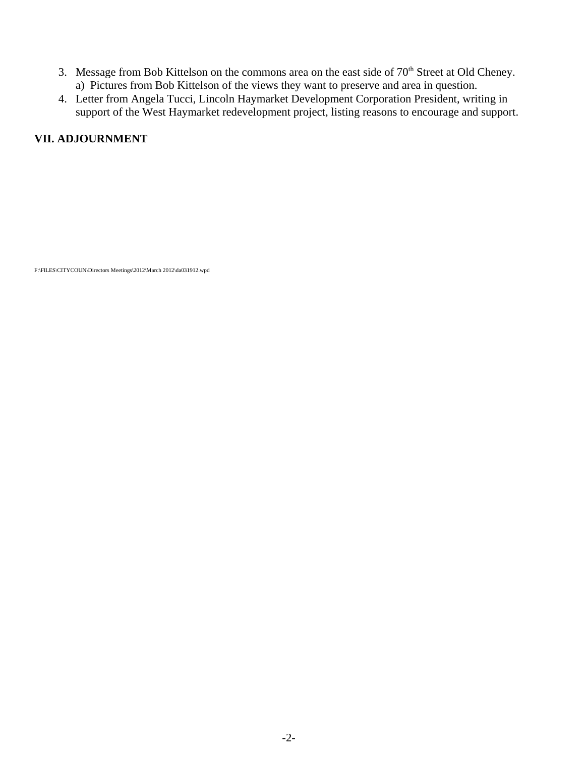3. Message from Bob Kittelson on the commons area on the east side of 70th Street at Old Cheney.
   a) Pictures from Bob Kittelson of the views they want to preserve and area in question.
4. Letter from Angela Tucci, Lincoln Haymarket Development Corporation President, writing in support of the West Haymarket redevelopment project, listing reasons to encourage and support.

**VII. ADJOURNMENT**

F:\FILES\CITYCOUN\Directors Meetings\2012\March 2012\da031912.wpd